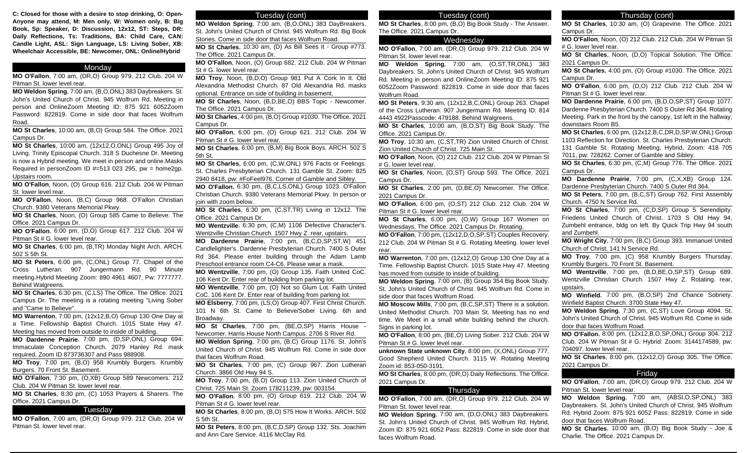**C: Closed for those with a desire to stop drinking, O: Open-Anyone may attend, M: Men only, W: Women only, B: Big Book, Sp: Speaker, D: Discussion, 12x12, ST: Steps, DR: Daily Reflections, Ts: Traditions, BA: Child Care, CAN: Candle Light, ASL: Sign Language, LS: Living Sober, XB: Wheelchair Accessible, BE: Newcomer, ONL: Online/Hybrid**

## Monday

**MO O'Fallon**, 7:00 am, (DR,O) Group 979. 212 Club. 204 W Pitman St. lower level rear.

**MO Weldon Spring**, 7:00 am, (B,O,ONL) 383 Daybreakers. St. John's United Church of Christ. 945 Wolfrum Rd. Meeting in person and OnlineZoom Meeting ID: 875 921 6052Zoom Password: 822819. Come in side door that faces Wolfrum Road.

**MO St Charles**, 10:00 am, (B,O) Group 584. The Office. 2021 Campus Dr.

**MO St Charles**, 10:00 am, (12x12,O,ONL) Group 495 Joy of Living. Trinity Episcopal Church. 318 S Duchesne Dr. Meeting is now a Hybrid meeting. We meet in person and online.Masks Required in personZoom ID #=513 023 295, pw = home2gp. Upstairs room.

**MO O'Fallon**, Noon, (O) Group 616. 212 Club. 204 W Pitman St. lower level rear.

**MO O'Fallon**, Noon, (B,C) Group 968. O'Fallon Christian Church. 9380 Veterans Memorial Pkwy.

**MO St Charles**, Noon, (O) Group 585 Came to Believe. The Office. 2021 Campus Dr.

**MO O'Fallon**, 6:00 pm, (D,O) Group 617. 212 Club. 204 W Pitman St # G. lower level rear.

**MO St Charles**, 6:00 pm, (B,TR) Monday Night Arch. ARCH. 502 S 5th St.

**MO St Peters**, 6:00 pm, (C,ONL) Group 77. Chapel of the Cross Lutheran. 907 Jungermann Rd. 90 Minute meeting.Hybrid Meeting Zoom: 890 4961 4607, Pw: 7777777. Behind Walgreens.

**MO St Charles**, 6:30 pm, (C,LS) The Office. The Office. 2021 Campus Dr. The meeting is a rotating meeting "Living Sober and "Came to Believe".

**MO Warrenton**, 7:00 pm, (12x12,B,O) Group 130 One Day at a Time. Fellowship Baptist Church. 1015 State Hwy 47. Meeting has moved from outside to inside of building.

**MO Dardenne Prairie**, 7:00 pm, (D,SP,ONL) Group 694. Immaculate Conception Church. 2079 Hanley Rd. mask required, Zoom ID 873736307 and Pass 988908.

**MO Troy**, 7:00 pm, (B,O) 958 Krumbly Burgers. Krumbly Burgers. 70 Front St. Basement.

**MO O'Fallon**, 7:30 pm, (O,XB) Group 589 Newcomers. 212 Club. 204 W Pitman St. lower level rear.

**MO St Charles**, 8:30 pm, (C) 1053 Prayers & Sharers. The Office. 2021 Campus Dr.

## Tuesday

**MO O'Fallon**, 7:00 am, (DR,O) Group 979. 212 Club. 204 W Pitman St. lower level rear.

## Tuesday (cont)

**MO Weldon Spring**, 7:00 am, (B,O,ONL) 383 DayBreakers. St. John's United Church of Christ. 945 Wolfrum Rd. Big Book Stories. Come in side door that faces Wolfrum Road.

**MO St Charles**, 10:30 am, (D) As Bill Sees It - Group #773. The Office. 2021 Campus Dr.

**MO O'Fallon**, Noon, (O) Group 682. 212 Club. 204 W Pitman St # G. lower level rear.

**MO Troy**, Noon, (B,D,O) Group 981 Put A Cork In It. Old Alexandria Methodist Church. 87 Old Alexandria Rd. masks optional. Entrance on side of building in basement.

**MO St Charles**, Noon, (B,D,BE,O) BBS Topic - Newcomer. The Office. 2021 Campus Dr.

**MO St Charles**, 4:00 pm, (B,O) Group #1030. The Office. 2021 Campus Dr.

**MO O'Fallon**, 6:00 pm, (O) Group 621. 212 Club. 204 W Pitman St # G. lower level rear.

**MO St Charles**, 6:00 pm, (B,M) Big Book Boys. ARCH. 502 S 5th St.

**MO St Charles**, 6:00 pm, (C,W,ONL) 976 Facts or Feelings. St. Charles Presbyterian Church. 131 Gamble St. Zoom: 825 2940 8418, pw: #FoFeel976. Corner of Gamble and Sibley.

**MO O'Fallon**, 6:30 pm, (B,C,LS,ONL) Group 1023. O'Fallon Christian Church. 9380 Veterans Memorial Pkwy. In person or join with zoom below.

**MO St Charles**, 6:30 pm, (C,ST,TR) Living in 12x12. The Office. 2021 Campus Dr.

**MO Wentzville**, 6:30 pm, (C,M) 1106 Defective Character's. Wentzville Christian Church. 1507 Hwy Z. rear, upstairs.

**MO Dardenne Prairie**, 7:00 pm, (B,C,D,SP,ST,W) 451 Candlelighter's. Dardenne Presbyterian Church. 7400 S Outer Rd 364. Please enter building through the Adam Lamb Preschool entrance room C4-C6. Please wear a mask.

**MO Wentzville**, 7:00 pm, (O) Group 135. Faith United CoC. 106 Kent Dr. Enter rear of building from parking lot.

**MO Wentzville**, 7:00 pm, (O) Not so Glum Lot. Faith United CoC. 106 Kent Dr. Enter rear of building from parking lot.

**MO Elsberry**, 7:00 pm, (LS,O) Group 407. First Christ Church. 101 N 6th St. Came to Believe/Sober Living. 6th and Broadway.

**MO St Charles**, 7:00 pm, (BE,O,SP) Harris House - Newcomer. Harris House North Campus. 2706 S River Rd.

**MO Weldon Spring**, 7:00 pm, (B,C) Group 1176. St. John's United Church of Christ. 945 Wolfrum Rd. Come in side door that faces Wolfrum Road.

**MO St Charles**, 7:00 pm, (C) Group 967. Zion Lutheran Church. 3866 Old Hwy 94 S.

**MO Troy**, 7:00 pm, (B,O) Group 113. Zion United Church of Christ. 725 Main St. Zoom 178211239, pw: 003154.

**MO O'Fallon**, 8:00 pm, (O) Group 619. 212 Club. 204 W Pitman St # G. lower level rear.

**MO St Charles**, 8:00 pm, (B,O) 575 How It Works. ARCH. 502 S 5th St.

**MO St Peters**, 8:00 pm, (B,C,D,SP) Group 132. Sts. Joachim and Ann Care Service. 4116 McClay Rd.

## Tuesday (cont)

**MO St Charles**, 8:00 pm, (B,O) Big Book Study - The Answer. The Office. 2021 Campus Dr.

## Wednesday

**MO O'Fallon**, 7:00 am, (DR,O) Group 979. 212 Club. 204 W Pitman St. lower level rear.

**MO Weldon Spring**, 7:00 am, (O,ST,TR,ONL) 383 Daybreakers. St. John's United Church of Christ. 945 Wolfrum Rd. Meeting in person and OnlineZoom Meeting ID: 875 921 6052Zoom Password: 822819. Come in side door that faces Wolfrum Road.

**MO St Peters**, 9:30 am, (12x12,B,C,ONL) Group 263. Chapel of the Cross Lutheran. 907 Jungermann Rd. Meeting ID: 814 4443 4922Passcode: 479188. Behind Walgreens.

**MO St Charles**, 10:00 am, (B,O,ST) Big Book Study. The Office. 2021 Campus Dr.

**MO Troy**, 10:30 am, (C,ST,TR) Zion United Church of Christ. Zion United Church of Christ. 725 Main St.

**MO O'Fallon**, Noon, (O) 212 Club. 212 Club. 204 W Pitman St # G. lower level rear.

**MO St Charles**, Noon, (O,ST) Group 593. The Office. 2021 Campus Dr.

**MO St Charles**, 2:00 pm, (D,BE,O) Newcomer. The Office. 2021 Campus Dr.

**MO O'Fallon**, 6:00 pm, (O,ST) 212 Club. 212 Club. 204 W Pitman St # G. lower level rear.

**MO St Charles**, 6:00 pm, (O,W) Group 167 Women on Wednesdays. The Office. 2021 Campus Dr. Rotating.

**MO O'Fallon**, 7:00 pm, (12x12,D,O,SP,ST) Couples Recovery. 212 Club. 204 W Pitman St # G. Rotating Meeting. lower level rear.

**MO Warrenton**, 7:00 pm, (12x12,O) Group 130 One Day at a Time. Fellowship Baptist Church. 1015 State Hwy 47. Meeting has moved from outside to inside of building.

**MO Weldon Spring**, 7:00 pm, (B) Group 354 Big Book Study. St. John's United Church of Christ. 945 Wolfrum Rd. Come in side door that faces Wolfrum Road.

**MO Moscow Mills**, 7:00 pm, (B,C,SP,ST) There is a solution. United Methodist Church. 703 Main St. Meeting has no end time. We Meet in a small white building behind the church. Signs in parking lot.

**MO O'Fallon**, 8:00 pm, (BE,O) Living Sober. 212 Club. 204 W Pitman St # G. lower level rear.

**unknown State unknown City**, 8:00 pm, (X,ONL) Group 777. Good Shepherd United Church. 3115 W. Rotating Meeting Zoom id: 853-050-3191.

**MO St Charles**, 8:00 pm, (DR,O) Daily Reflections. The Office. 2021 Campus Dr.

## Thursday

**MO O'Fallon**, 7:00 am, (DR,O) Group 979. 212 Club. 204 W Pitman St. lower level rear.

**MO Weldon Spring**, 7:00 am, (D,O,ONL) 383 Daybreakers. St. John's United Church of Christ. 945 Wolfrum Rd. Hybrid, Zoom ID: 875 921 6052 Pass: 822819. Come in side door that faces Wolfrum Road.

## Thursday (cont)

**MO St Charles**, 10:30 am, (O) Grapevine. The Office. 2021 Campus Dr.

**MO O'Fallon**, Noon, (O) 212 Club. 212 Club. 204 W Pitman St # G. lower level rear.

**MO St Charles**, Noon, (D,O) Topical Solution. The Office. 2021 Campus Dr.

**MO St Charles**, 4:00 pm, (O) Group #1030. The Office. 2021 Campus Dr.

**MO O'Fallon**, 6:00 pm, (D,O) 212 Club. 212 Club. 204 W Pitman St # G. lower level rear.

**MO Dardenne Prairie**, 6:00 pm, (B,D,O,SP,ST) Group 1077. Dardenne Presbyterian Church. 7400 S Outer Rd 364. Rotating Meeting. Park in the front by the canopy, 1st left in the hallway, downstairs Room B5.

**MO St Charles**, 6:00 pm, (12x12,B,C,DR,D,SP,W,ONL) Group 1103 Reflection for Direction. St. Charles Presbyterian Church. 131 Gamble St. Rotating Meeting, Hybrid, Zoom: 418 705 7011, pw: 728262. Corner of Gamble and Sibley.

**MO St Charles**, 6:30 pm, (C,M) Group 776. The Office. 2021 Campus Dr.

**MO Dardenne Prairie**, 7:00 pm, (C,X,XB) Group 124. Dardenne Presbyterian Church. 7400 S Outer Rd 364.

**MO St Peters**, 7:00 pm, (B,C,ST) Group 762. First Assembly Church. 4750 N Service Rd.

**MO St Charles**, 7:00 pm, (C,D,SP) Group 5 Serendipity. Friedens United Church of Christ. 1703 S Old Hwy 94. Zumbehl entrance, bldg on left. By Quick Trip Hwy 94 south and Zumbehl.

**MO Wright City**, 7:00 pm, (B,C) Group 393. Immanuel United Church of Christ. 141 N Service Rd.

**MO Troy**, 7:00 pm, (C) 958 Krumbly Burgers Thursday. Krumbly Burgers. 70 Front St. Basement.

**MO Wentzville**, 7:00 pm, (B,D,BE,O,SP,ST) Group 689. Wentzville Christian Church. 1507 Hwy Z. Rotating. rear, upstairs.

**MO Winfield**, 7:00 pm, (B,O,SP) 2nd Chance Sobriety. Winfield Baptist Church. 3700 State Hwy 47.

**MO Weldon Spring**, 7:30 pm, (C,ST) Love Group 4094. St. John's United Church of Christ. 945 Wolfrum Rd. Come in side door that faces Wolfrum Road.

**MO O'Fallon**, 8:00 pm, (12x12,B,O,SP,ONL) Group 304. 212 Club. 204 W Pitman St # G. Hybrid: Zoom: 3144174589, pw: 704097. lower level rear.

**MO St Charles**, 8:00 pm, (12x12,O) Group 305. The Office. 2021 Campus Dr.

## Friday

**MO O'Fallon**, 7:00 am, (DR,O) Group 979. 212 Club. 204 W Pitman St. lower level rear.

**MO Weldon Spring**, 7:00 am, (ABSI,O,SP,ONL) 383 Daybreakers. St. John's United Church of Christ. 945 Wolfrum Rd. Hybrid Zoom: 875 921 6052 Pass: 822819. Come in side door that faces Wolfrum Road.

**MO St Charles**, 10:00 am, (B,O) Big Book Study - Joe & Charlie. The Office. 2021 Campus Dr.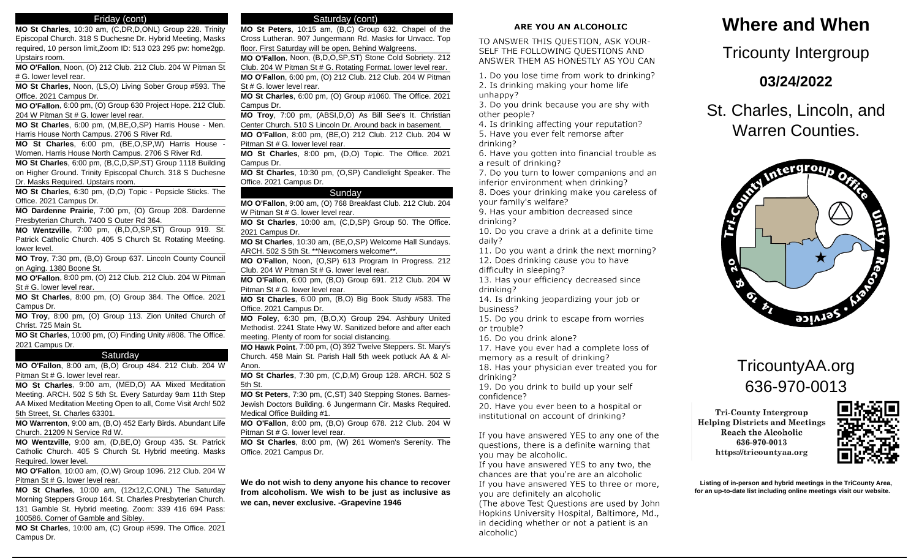## Friday (cont)

**MO St Charles**, 10:30 am, (C,DR,D,ONL) Group 228. Trinity Episcopal Church. 318 S Duchesne Dr. Hybrid Meeting, Masks required, 10 person limit,Zoom ID: 513 023 295 pw: home2gp. Upstairs room.

**MO O'Fallon**, Noon, (O) 212 Club. 212 Club. 204 W Pitman St # G. lower level rear.

**MO St Charles**, Noon, (LS,O) Living Sober Group #593. The Office. 2021 Campus Dr.

**MO O'Fallon**, 6:00 pm, (O) Group 630 Project Hope. 212 Club. 204 W Pitman St # G. lower level rear.

**MO St Charles**, 6:00 pm, (M,BE,O,SP) Harris House - Men. Harris House North Campus. 2706 S River Rd.

**MO St Charles**, 6:00 pm, (BE,O,SP,W) Harris House - Women. Harris House North Campus. 2706 S River Rd.

**MO St Charles**, 6:00 pm, (B,C,D,SP,ST) Group 1118 Building on Higher Ground. Trinity Episcopal Church. 318 S Duchesne Dr. Masks Required. Upstairs room.

**MO St Charles**, 6:30 pm, (D,O) Topic - Popsicle Sticks. The Office. 2021 Campus Dr.

**MO Dardenne Prairie**, 7:00 pm, (O) Group 208. Dardenne Presbyterian Church. 7400 S Outer Rd 364.

**MO Wentzville**, 7:00 pm, (B,D,O,SP,ST) Group 919. St. Patrick Catholic Church. 405 S Church St. Rotating Meeting. lower level.

**MO Troy**, 7:30 pm, (B,O) Group 637. Lincoln County Council on Aging. 1380 Boone St.

**MO O'Fallon**, 8:00 pm, (O) 212 Club. 212 Club. 204 W Pitman St # G. lower level rear.

**MO St Charles**, 8:00 pm, (O) Group 384. The Office. 2021 Campus Dr.

**MO Troy**, 8:00 pm, (O) Group 113. Zion United Church of Christ. 725 Main St.

**MO St Charles**, 10:00 pm, (O) Finding Unity #808. The Office. 2021 Campus Dr.

## Saturday

**MO O'Fallon**, 8:00 am, (B,O) Group 484. 212 Club. 204 W Pitman St # G. lower level rear.

**MO St Charles**, 9:00 am, (MED,O) AA Mixed Meditation Meeting. ARCH. 502 S 5th St. Every Saturday 9am 11th Step AA Mixed Meditation Meeting Open to all, Come Visit Arch! 502 5th Street, St. Charles 63301.

**MO Warrenton**, 9:00 am, (B,O) 452 Early Birds. Abundant Life Church. 21209 N Service Rd W.

**MO Wentzville**, 9:00 am, (D,BE,O) Group 435. St. Patrick Catholic Church. 405 S Church St. Hybrid meeting. Masks Required. lower level.

**MO O'Fallon**, 10:00 am, (O,W) Group 1096. 212 Club. 204 W Pitman St # G. lower level rear.

**MO St Charles**, 10:00 am, (12x12,C,ONL) The Saturday Morning Steppers Group 164. St. Charles Presbyterian Church. 131 Gamble St. Hybrid meeting. Zoom: 339 416 694 Pass: 100586. Corner of Gamble and Sibley.

**MO St Charles**, 10:00 am, (C) Group #599. The Office. 2021 Campus Dr.

## Saturday (cont)

**MO St Peters**, 10:15 am, (B,C) Group 632. Chapel of the Cross Lutheran. 907 Jungermann Rd. Masks for Unvacc. Top floor. First Saturday will be open. Behind Walgreens.

**MO O'Fallon**, Noon, (B,D,O,SP,ST) Stone Cold Sobriety. 212 Club. 204 W Pitman St # G. Rotating Format. lower level rear.

**MO O'Fallon**, 6:00 pm, (O) 212 Club. 212 Club. 204 W Pitman St # G. lower level rear.

**MO St Charles**, 6:00 pm, (O) Group #1060. The Office. 2021 Campus Dr.

**MO Troy**, 7:00 pm, (ABSI,D,O) As Bill See's It. Christian Center Church. 510 S Lincoln Dr. Around back in basement.

**MO O'Fallon**, 8:00 pm, (BE,O) 212 Club. 212 Club. 204 W Pitman St # G. lower level rear.

**MO St Charles**, 8:00 pm, (D,O) Topic. The Office. 2021 Campus Dr.

**MO St Charles**, 10:30 pm, (O,SP) Candlelight Speaker. The Office. 2021 Campus Dr.

## Sunday

**MO O'Fallon**, 9:00 am, (O) 768 Breakfast Club. 212 Club. 204 W Pitman St # G. lower level rear.

**MO St Charles**, 10:00 am, (C,D,SP) Group 50. The Office. 2021 Campus Dr.

**MO St Charles**, 10:30 am, (BE,O,SP) Welcome Hall Sundays. ARCH. 502 S 5th St. **Newcomers welcome**.

**MO O'Fallon**, Noon, (O,SP) 613 Program In Progress. 212 Club. 204 W Pitman St # G. lower level rear.

**MO O'Fallon**, 6:00 pm, (B,O) Group 691. 212 Club. 204 W Pitman St # G. lower level rear.

**MO St Charles**, 6:00 pm, (B,O) Big Book Study #583. The Office. 2021 Campus Dr.

**MO Foley**, 6:30 pm, (B,O,X) Group 294. Ashbury United Methodist. 2241 State Hwy W. Sanitized before and after each meeting. Plenty of room for social distancing.

**MO Hawk Point**, 7:00 pm, (O) 392 Twelve Steppers. St. Mary's Church. 458 Main St. Parish Hall 5th week potluck AA & Al-Anon.

**MO St Charles**, 7:30 pm, (C,D,M) Group 128. ARCH. 502 S 5th St.

**MO St Peters**, 7:30 pm, (C,ST) 340 Stepping Stones. Barnes-Jewish Doctors Building. 6 Jungermann Cir. Masks Required. Medical Office Building #1.

**MO O'Fallon**, 8:00 pm, (B,O) Group 678. 212 Club. 204 W Pitman St # G. lower level rear.

**MO St Charles**, 8:00 pm, (W) 261 Women's Serenity. The Office. 2021 Campus Dr.

**We do not wish to deny anyone his chance to recover from alcoholism. We wish to be just as inclusive as we can, never exclusive. -Grapevine 1946**

### ARE YOU AN ALCOHOLIC

TO ANSWER THIS QUESTION, ASK YOURSELF THE FOLLOWING QUESTIONS AND ANSWER THEM AS HONESTLY AS YOU CAN

1. Do you lose time from work to drinking?
2. Is drinking making your home life unhappy?
3. Do you drink because you are shy with other people?
4. Is drinking affecting your reputation?
5. Have you ever felt remorse after drinking?
6. Have you gotten into financial trouble as a result of drinking?
7. Do you turn to lower companions and an inferior environment when drinking?
8. Does your drinking make you careless of your family's welfare?
9. Has your ambition decreased since drinking?
10. Do you crave a drink at a definite time daily?
11. Do you want a drink the next morning?
12. Does drinking cause you to have difficulty in sleeping?
13. Has your efficiency decreased since drinking?
14. Is drinking jeopardizing your job or business?
15. Do you drink to escape from worries or trouble?
16. Do you drink alone?
17. Have you ever had a complete loss of memory as a result of drinking?
18. Has your physician ever treated you for drinking?
19. Do you drink to build up your self confidence?
20. Have you ever been to a hospital or institutional on account of drinking?

If you have answered YES to any one of the questions, there is a definite warning that you may be alcoholic.
If you have answered YES to any two, the chances are that you're are an alcoholic
If you have answered YES to three or more, you are definitely an alcoholic
(The above Test Questions are used by John Hopkins University Hospital, Baltimore, Md., in deciding whether or not a patient is an alcoholic)

# Where and When

## Tricounty Intergroup

## 03/24/2022

## St. Charles, Lincoln, and Warren Counties.

Tri-County Intergroup Office
Unity • Recovery • Service
20 & 14

## TricountyAA.org
## 636-970-0013

**Tri-County Intergroup**
**Helping Districts and Meetings**
**Reach the Alcoholic**
**636-970-0013**
**https://tricountyaa.org**

**Listing of in-person and hybrid meetings in the TriCounty Area, for an up-to-date list including online meetings visit our website.**